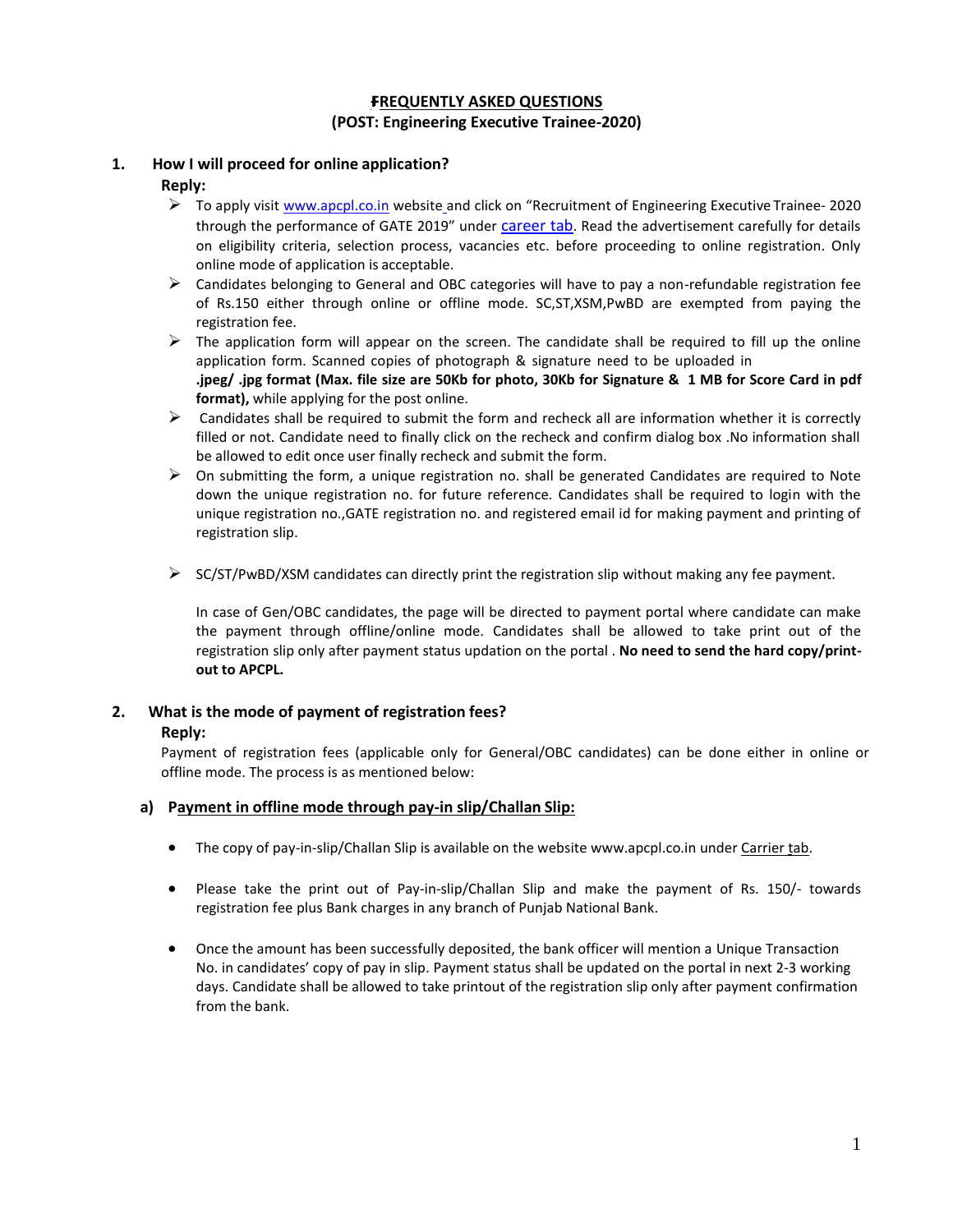# FREQUENTLY ASKED QUESTIONS
## (POST: Engineering Executive Trainee-2020)

### 1. How I will proceed for online application?

**Reply:**

- To apply visit www.apcpl.co.in website and click on "Recruitment of Engineering Executive Trainee- 2020 through the performance of GATE 2019" under career tab. Read the advertisement carefully for details on eligibility criteria, selection process, vacancies etc. before proceeding to online registration. Only online mode of application is acceptable.
- Candidates belonging to General and OBC categories will have to pay a non-refundable registration fee of Rs.150 either through online or offline mode. SC,ST,XSM,PwBD are exempted from paying the registration fee.
- The application form will appear on the screen. The candidate shall be required to fill up the online application form. Scanned copies of photograph & signature need to be uploaded in **.jpeg/ .jpg format (Max. file size are 50Kb for photo, 30Kb for Signature & 1 MB for Score Card in pdf format),** while applying for the post online.
- Candidates shall be required to submit the form and recheck all are information whether it is correctly filled or not. Candidate need to finally click on the recheck and confirm dialog box .No information shall be allowed to edit once user finally recheck and submit the form.
- On submitting the form, a unique registration no. shall be generated Candidates are required to Note down the unique registration no. for future reference. Candidates shall be required to login with the unique registration no.,GATE registration no. and registered email id for making payment and printing of registration slip.
- SC/ST/PwBD/XSM candidates can directly print the registration slip without making any fee payment.

  In case of Gen/OBC candidates, the page will be directed to payment portal where candidate can make the payment through offline/online mode. Candidates shall be allowed to take print out of the registration slip only after payment status updation on the portal . **No need to send the hard copy/print-out to APCPL.**

### 2. What is the mode of payment of registration fees?

**Reply:**

Payment of registration fees (applicable only for General/OBC candidates) can be done either in online or offline mode. The process is as mentioned below:

#### a) Payment in offline mode through pay-in slip/Challan Slip:

- The copy of pay-in-slip/Challan Slip is available on the website www.apcpl.co.in under Carrier tab.
- Please take the print out of Pay-in-slip/Challan Slip and make the payment of Rs. 150/- towards registration fee plus Bank charges in any branch of Punjab National Bank.
- Once the amount has been successfully deposited, the bank officer will mention a Unique Transaction No. in candidates' copy of pay in slip. Payment status shall be updated on the portal in next 2-3 working days. Candidate shall be allowed to take printout of the registration slip only after payment confirmation from the bank.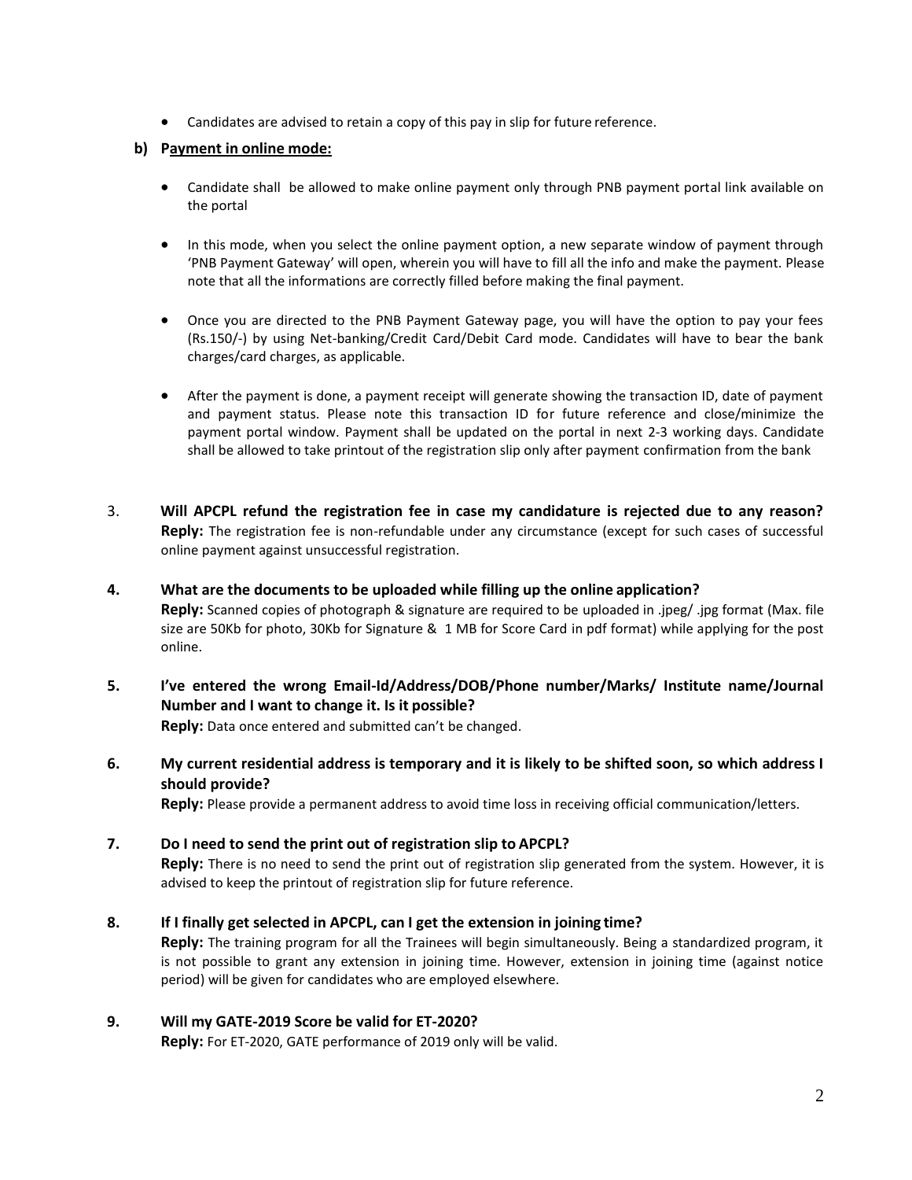- Candidates are advised to retain a copy of this pay in slip for future reference.

**b) Payment in online mode:**

- Candidate shall be allowed to make online payment only through PNB payment portal link available on the portal
- In this mode, when you select the online payment option, a new separate window of payment through 'PNB Payment Gateway' will open, wherein you will have to fill all the info and make the payment. Please note that all the informations are correctly filled before making the final payment.
- Once you are directed to the PNB Payment Gateway page, you will have the option to pay your fees (Rs.150/-) by using Net-banking/Credit Card/Debit Card mode. Candidates will have to bear the bank charges/card charges, as applicable.
- After the payment is done, a payment receipt will generate showing the transaction ID, date of payment and payment status. Please note this transaction ID for future reference and close/minimize the payment portal window. Payment shall be updated on the portal in next 2-3 working days. Candidate shall be allowed to take printout of the registration slip only after payment confirmation from the bank

3. **Will APCPL refund the registration fee in case my candidature is rejected due to any reason?**
   **Reply:** The registration fee is non-refundable under any circumstance (except for such cases of successful online payment against unsuccessful registration.

4. **What are the documents to be uploaded while filling up the online application?**
   **Reply:** Scanned copies of photograph & signature are required to be uploaded in .jpeg/ .jpg format (Max. file size are 50Kb for photo, 30Kb for Signature & 1 MB for Score Card in pdf format) while applying for the post online.

5. **I've entered the wrong Email-Id/Address/DOB/Phone number/Marks/ Institute name/Journal Number and I want to change it. Is it possible?**
   **Reply:** Data once entered and submitted can't be changed.

6. **My current residential address is temporary and it is likely to be shifted soon, so which address I should provide?**
   **Reply:** Please provide a permanent address to avoid time loss in receiving official communication/letters.

7. **Do I need to send the print out of registration slip to APCPL?**
   **Reply:** There is no need to send the print out of registration slip generated from the system. However, it is advised to keep the printout of registration slip for future reference.

8. **If I finally get selected in APCPL, can I get the extension in joining time?**
   **Reply:** The training program for all the Trainees will begin simultaneously. Being a standardized program, it is not possible to grant any extension in joining time. However, extension in joining time (against notice period) will be given for candidates who are employed elsewhere.

9. **Will my GATE-2019 Score be valid for ET-2020?**
   **Reply:** For ET-2020, GATE performance of 2019 only will be valid.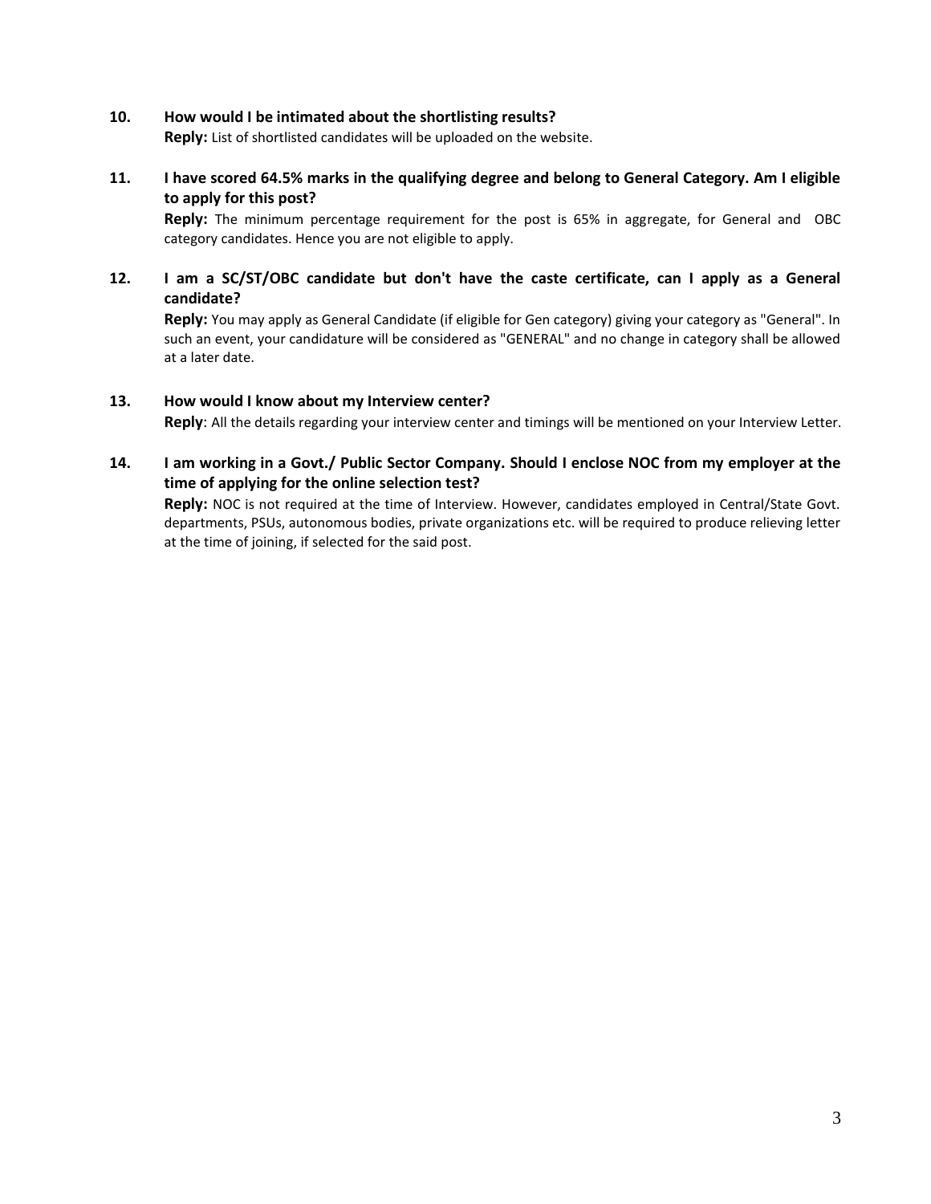**10. How would I be intimated about the shortlisting results?**

**Reply:** List of shortlisted candidates will be uploaded on the website.

**11. I have scored 64.5% marks in the qualifying degree and belong to General Category. Am I eligible to apply for this post?**

**Reply:** The minimum percentage requirement for the post is 65% in aggregate, for General and OBC category candidates. Hence you are not eligible to apply.

**12. I am a SC/ST/OBC candidate but don't have the caste certificate, can I apply as a General candidate?**

**Reply:** You may apply as General Candidate (if eligible for Gen category) giving your category as "General". In such an event, your candidature will be considered as "GENERAL" and no change in category shall be allowed at a later date.

**13. How would I know about my Interview center?**

**Reply**: All the details regarding your interview center and timings will be mentioned on your Interview Letter.

**14. I am working in a Govt./ Public Sector Company. Should I enclose NOC from my employer at the time of applying for the online selection test?**

**Reply:** NOC is not required at the time of Interview. However, candidates employed in Central/State Govt. departments, PSUs, autonomous bodies, private organizations etc. will be required to produce relieving letter at the time of joining, if selected for the said post.